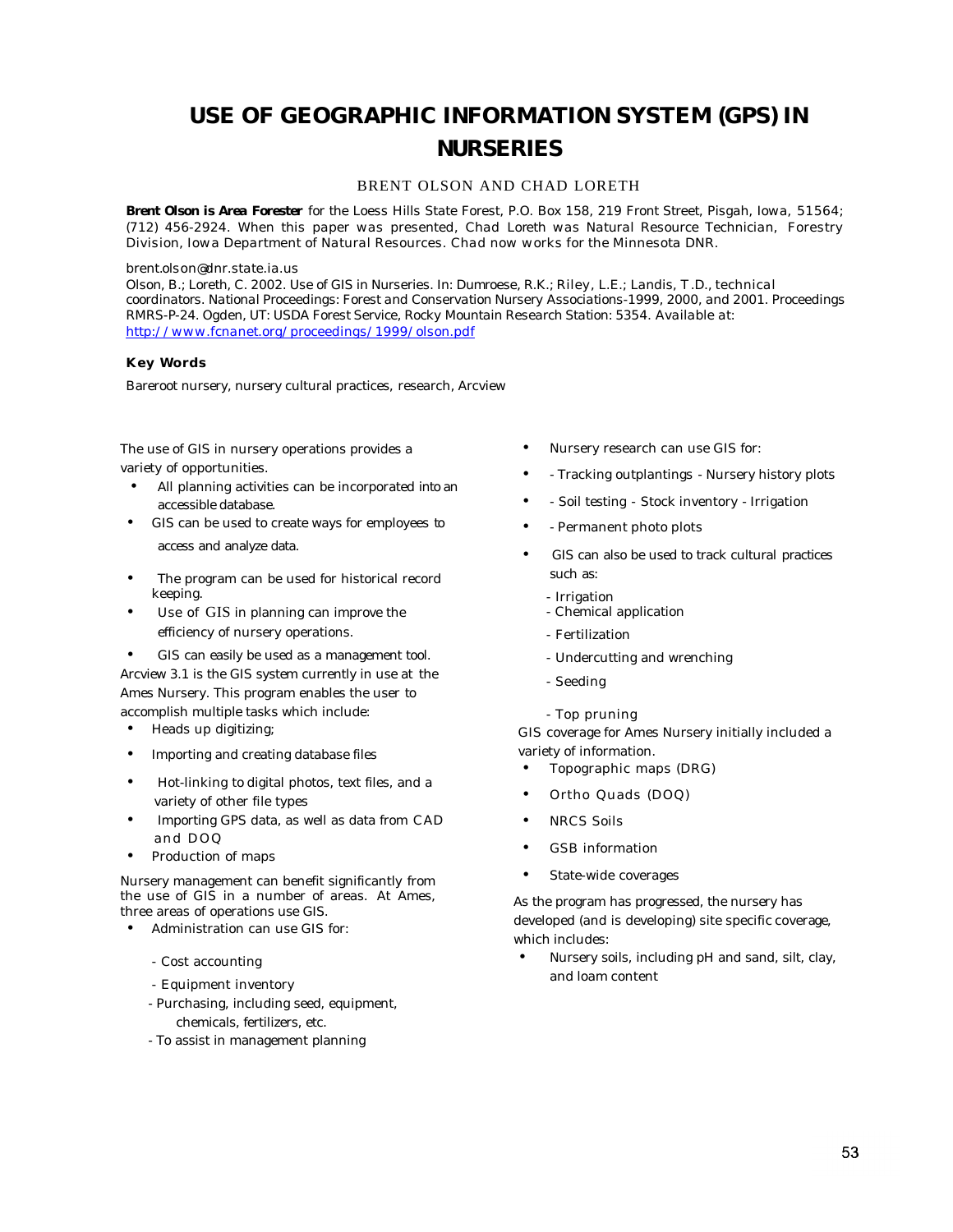# USE OF GEOGRAPHIC INFORMATION SYSTEM (GPS) IN NURSERIES

BRENT OLSON AND CHAD LORETH

**Brent Olson is Area Forester** for the Loess Hills State Forest, P.O. Box 158, 219 Front Street, Pisgah, Iowa, 51564; (712) 456-2924. When this paper was presented, Chad Loreth was Natural Resource Technician, Forestry Division, Iowa Department of Natural Resources. Chad now works for the Minnesota DNR.

brent.olson@dnr.state.ia.us

Olson, B.; Loreth, C. 2002. Use of GIS in Nurseries. In: Dumroese, R.K.; Riley, L.E.; Landis, T.D., technical coordinators. National Proceedings: Forest and Conservation Nursery Associations-1999, 2000, and 2001. Proceedings RMRS-P-24. Ogden, UT: USDA Forest Service, Rocky Mountain Research Station: 5354. Available at: http://www.fcnanet.org/proceedings/1999/olson.pdf

**Key Words**

Bareroot nursery, nursery cultural practices, research, Arcview

The use of GIS in nursery operations provides a variety of opportunities.

- All planning activities can be incorporated into an accessible database.
- GIS can be used to create ways for employees to access and analyze data.
- The program can be used for historical record keeping.
- Use of GIS in planning can improve the efficiency of nursery operations.
- GIS can easily be used as a management tool.

Arcview 3.1 is the GIS system currently in use at the Ames Nursery. This program enables the user to accomplish multiple tasks which include:

- Heads up digitizing;
- Importing and creating database files
- Hot-linking to digital photos, text files, and a variety of other file types
- Importing GPS data, as well as data from CAD and DOQ
- Production of maps

Nursery management can benefit significantly from the use of GIS in a number of areas. At Ames, three areas of operations use GIS.

- Administration can use GIS for:
  - Cost accounting
  - Equipment inventory
  - Purchasing, including seed, equipment, chemicals, fertilizers, etc.
  - To assist in management planning
- Nursery research can use GIS for:
- - Tracking outplantings - Nursery history plots
- - Soil testing - Stock inventory - Irrigation
- - Permanent photo plots
- GIS can also be used to track cultural practices such as:
  - Irrigation
  - Chemical application
  - Fertilization
  - Undercutting and wrenching
  - Seeding
  - Top pruning

GIS coverage for Ames Nursery initially included a variety of information.

- Topographic maps (DRG)
- Ortho Quads (DOQ)
- NRCS Soils
- GSB information
- State-wide coverages

As the program has progressed, the nursery has developed (and is developing) site specific coverage, which includes:

- Nursery soils, including pH and sand, silt, clay, and loam content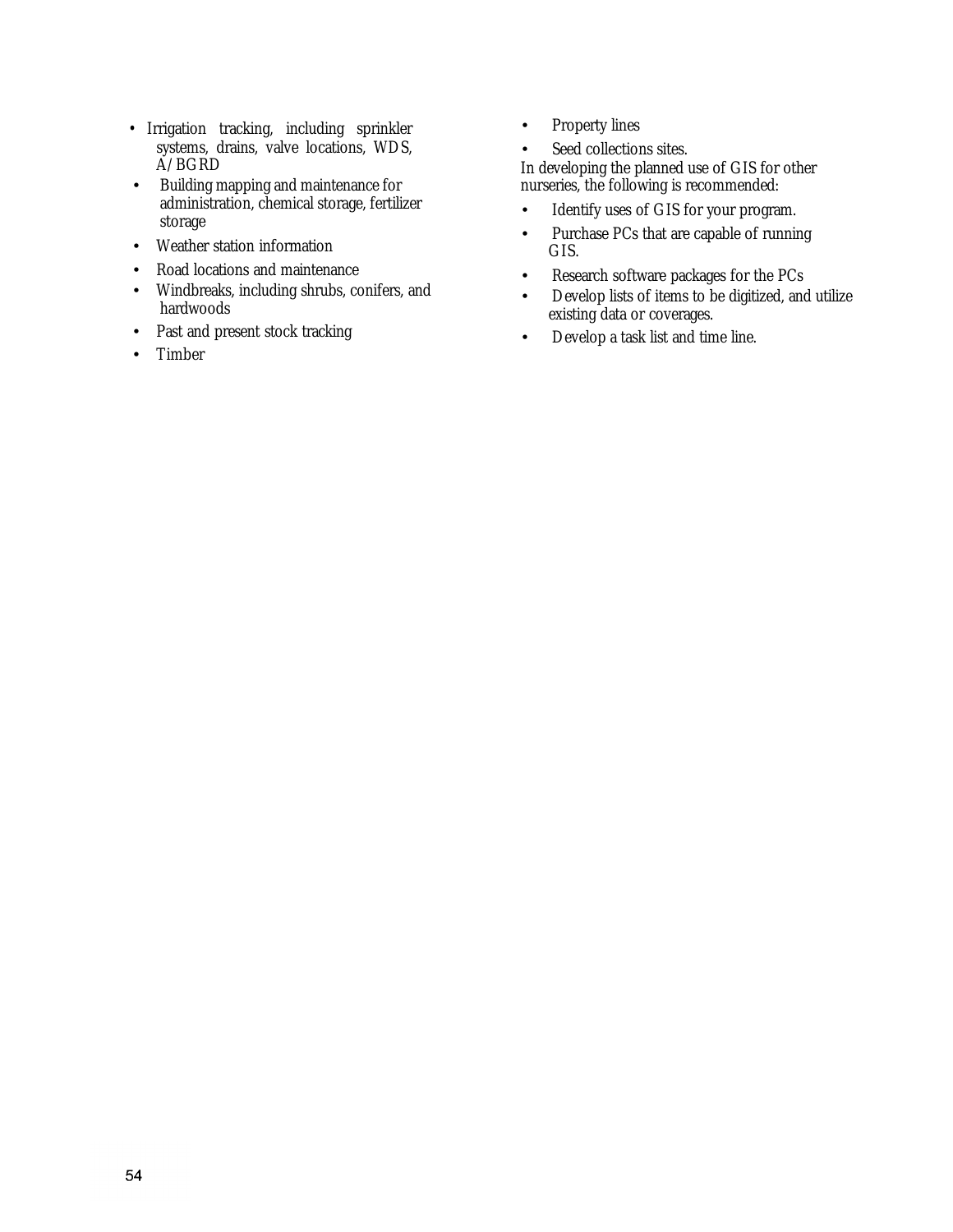- Irrigation tracking, including sprinkler systems, drains, valve locations, WDS, A/BGRD
- Building mapping and maintenance for administration, chemical storage, fertilizer storage
- Weather station information
- Road locations and maintenance
- Windbreaks, including shrubs, conifers, and hardwoods
- Past and present stock tracking
- Timber
- Property lines
- Seed collections sites.

In developing the planned use of GIS for other nurseries, the following is recommended:

- Identify uses of GIS for your program.
- Purchase PCs that are capable of running GIS.
- Research software packages for the PCs
- Develop lists of items to be digitized, and utilize existing data or coverages.
- Develop a task list and time line.